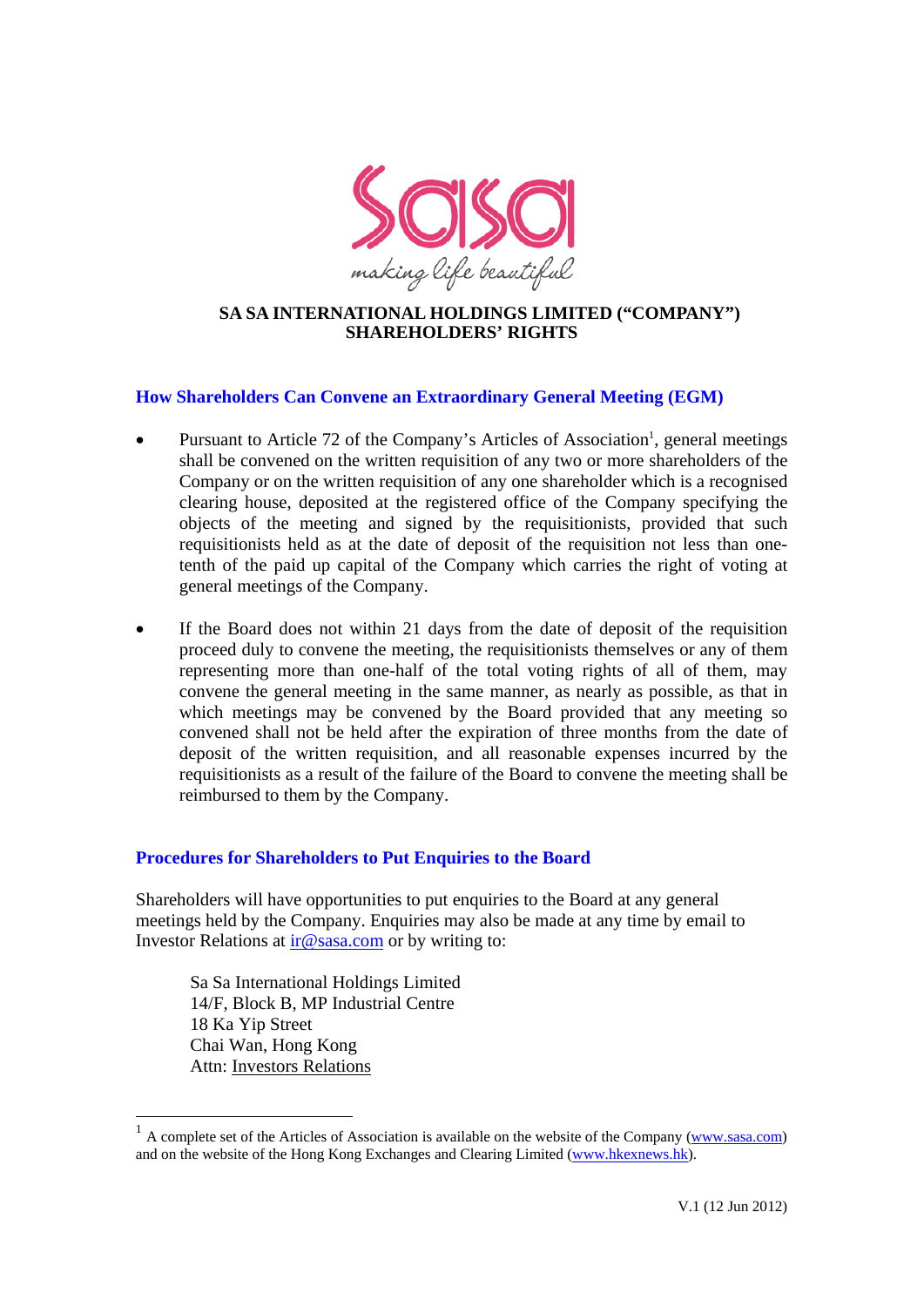# SA SA INTERNATIONAL HOLDINGS LIMITED ("COMPANY")
# SHAREHOLDERS' RIGHTS

## How Shareholders Can Convene an Extraordinary General Meeting (EGM)

- Pursuant to Article 72 of the Company's Articles of Association[1], general meetings shall be convened on the written requisition of any two or more shareholders of the Company or on the written requisition of any one shareholder which is a recognised clearing house, deposited at the registered office of the Company specifying the objects of the meeting and signed by the requisitionists, provided that such requisitionists held as at the date of deposit of the requisition not less than one-tenth of the paid up capital of the Company which carries the right of voting at general meetings of the Company.

- If the Board does not within 21 days from the date of deposit of the requisition proceed duly to convene the meeting, the requisitionists themselves or any of them representing more than one-half of the total voting rights of all of them, may convene the general meeting in the same manner, as nearly as possible, as that in which meetings may be convened by the Board provided that any meeting so convened shall not be held after the expiration of three months from the date of deposit of the written requisition, and all reasonable expenses incurred by the requisitionists as a result of the failure of the Board to convene the meeting shall be reimbursed to them by the Company.

## Procedures for Shareholders to Put Enquiries to the Board

Shareholders will have opportunities to put enquiries to the Board at any general meetings held by the Company. Enquiries may also be made at any time by email to Investor Relations at ir@sasa.com or by writing to:

> Sa Sa International Holdings Limited
> 14/F, Block B, MP Industrial Centre
> 18 Ka Yip Street
> Chai Wan, Hong Kong
> Attn: Investors Relations

---

[1] A complete set of the Articles of Association is available on the website of the Company (www.sasa.com) and on the website of the Hong Kong Exchanges and Clearing Limited (www.hkexnews.hk).

V.1 (12 Jun 2012)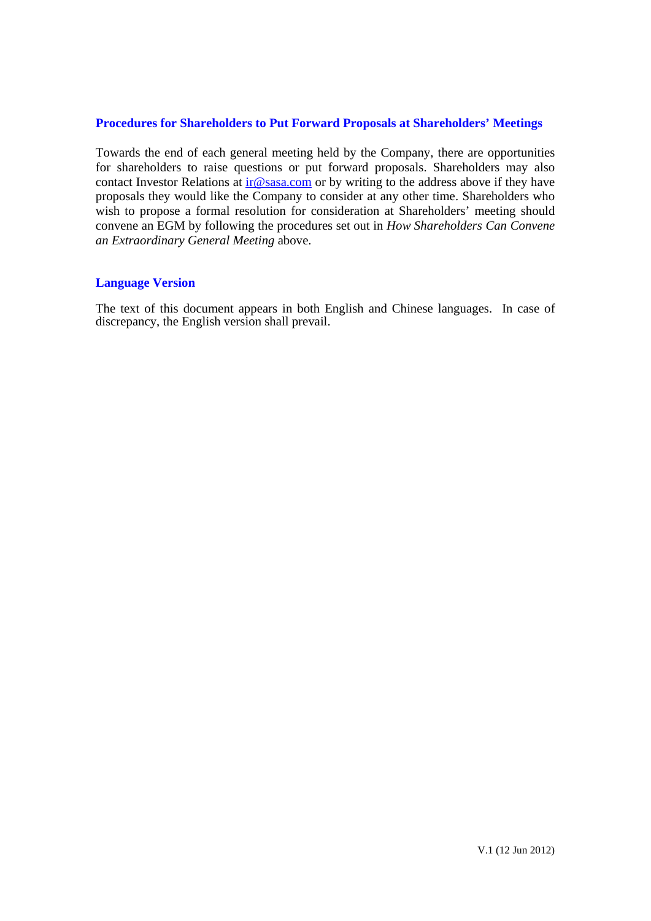## Procedures for Shareholders to Put Forward Proposals at Shareholders' Meetings

Towards the end of each general meeting held by the Company, there are opportunities for shareholders to raise questions or put forward proposals. Shareholders may also contact Investor Relations at ir@sasa.com or by writing to the address above if they have proposals they would like the Company to consider at any other time. Shareholders who wish to propose a formal resolution for consideration at Shareholders' meeting should convene an EGM by following the procedures set out in *How Shareholders Can Convene an Extraordinary General Meeting* above.

## Language Version

The text of this document appears in both English and Chinese languages. In case of discrepancy, the English version shall prevail.

V.1 (12 Jun 2012)